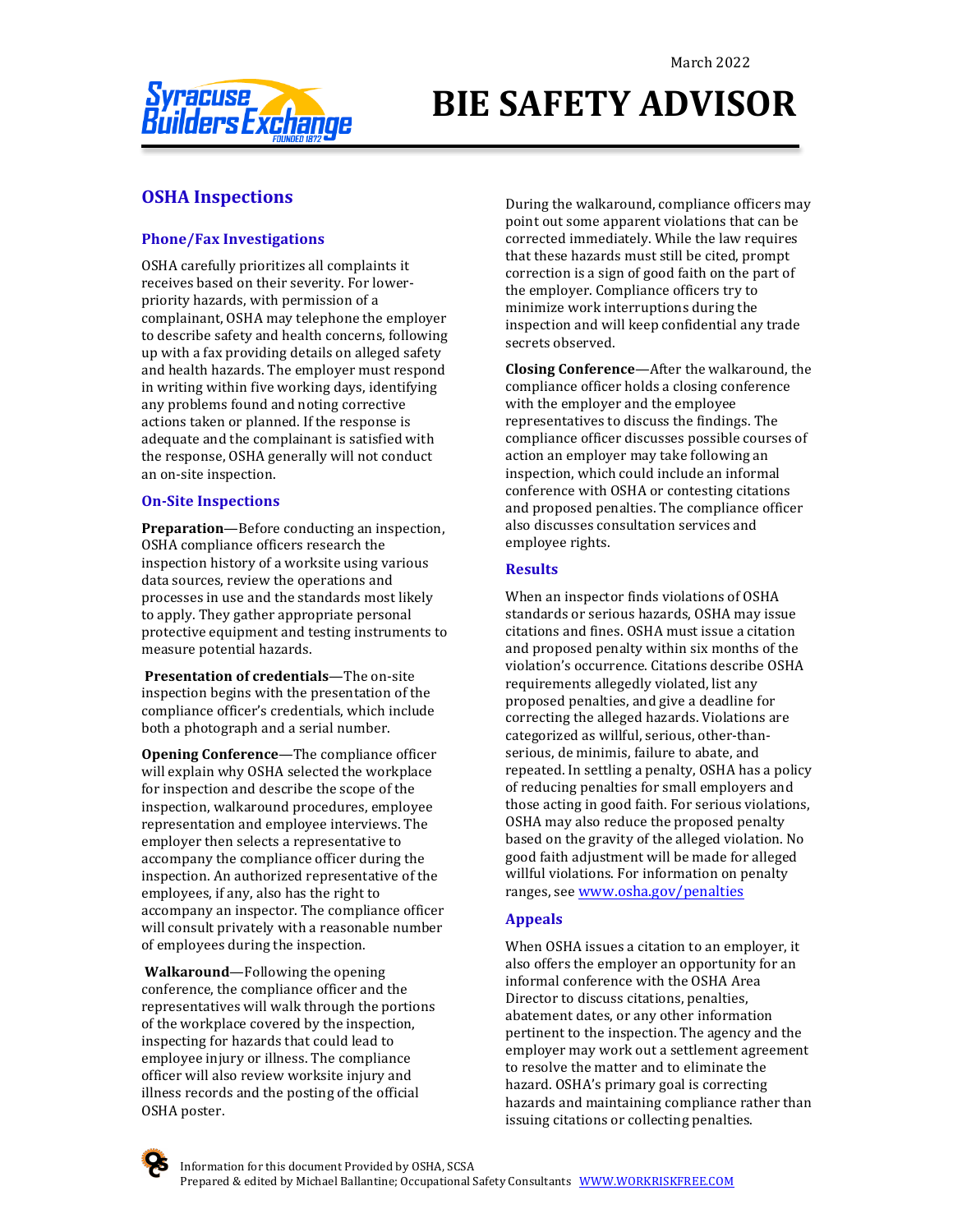March 2022

# BIE SAFETY ADVISOR

## OSHA Inspections

### Phone/Fax Investigations

OSHA carefully prioritizes all complaints it receives based on their severity. For lower-priority hazards, with permission of a complainant, OSHA may telephone the employer to describe safety and health concerns, following up with a fax providing details on alleged safety and health hazards. The employer must respond in writing within five working days, identifying any problems found and noting corrective actions taken or planned. If the response is adequate and the complainant is satisfied with the response, OSHA generally will not conduct an on-site inspection.

### On-Site Inspections

**Preparation**—Before conducting an inspection, OSHA compliance officers research the inspection history of a worksite using various data sources, review the operations and processes in use and the standards most likely to apply. They gather appropriate personal protective equipment and testing instruments to measure potential hazards.

**Presentation of credentials**—The on-site inspection begins with the presentation of the compliance officer's credentials, which include both a photograph and a serial number.

**Opening Conference**—The compliance officer will explain why OSHA selected the workplace for inspection and describe the scope of the inspection, walkaround procedures, employee representation and employee interviews. The employer then selects a representative to accompany the compliance officer during the inspection. An authorized representative of the employees, if any, also has the right to accompany an inspector. The compliance officer will consult privately with a reasonable number of employees during the inspection.

**Walkaround**—Following the opening conference, the compliance officer and the representatives will walk through the portions of the workplace covered by the inspection, inspecting for hazards that could lead to employee injury or illness. The compliance officer will also review worksite injury and illness records and the posting of the official OSHA poster.

During the walkaround, compliance officers may point out some apparent violations that can be corrected immediately. While the law requires that these hazards must still be cited, prompt correction is a sign of good faith on the part of the employer. Compliance officers try to minimize work interruptions during the inspection and will keep confidential any trade secrets observed.

**Closing Conference**—After the walkaround, the compliance officer holds a closing conference with the employer and the employee representatives to discuss the findings. The compliance officer discusses possible courses of action an employer may take following an inspection, which could include an informal conference with OSHA or contesting citations and proposed penalties. The compliance officer also discusses consultation services and employee rights.

### Results

When an inspector finds violations of OSHA standards or serious hazards, OSHA may issue citations and fines. OSHA must issue a citation and proposed penalty within six months of the violation's occurrence. Citations describe OSHA requirements allegedly violated, list any proposed penalties, and give a deadline for correcting the alleged hazards. Violations are categorized as willful, serious, other-than-serious, de minimis, failure to abate, and repeated. In settling a penalty, OSHA has a policy of reducing penalties for small employers and those acting in good faith. For serious violations, OSHA may also reduce the proposed penalty based on the gravity of the alleged violation. No good faith adjustment will be made for alleged willful violations. For information on penalty ranges, see www.osha.gov/penalties

### Appeals

When OSHA issues a citation to an employer, it also offers the employer an opportunity for an informal conference with the OSHA Area Director to discuss citations, penalties, abatement dates, or any other information pertinent to the inspection. The agency and the employer may work out a settlement agreement to resolve the matter and to eliminate the hazard. OSHA's primary goal is correcting hazards and maintaining compliance rather than issuing citations or collecting penalties.

Information for this document Provided by OSHA, SCSA
Prepared & edited by Michael Ballantine; Occupational Safety Consultants WWW.WORKRISKFREE.COM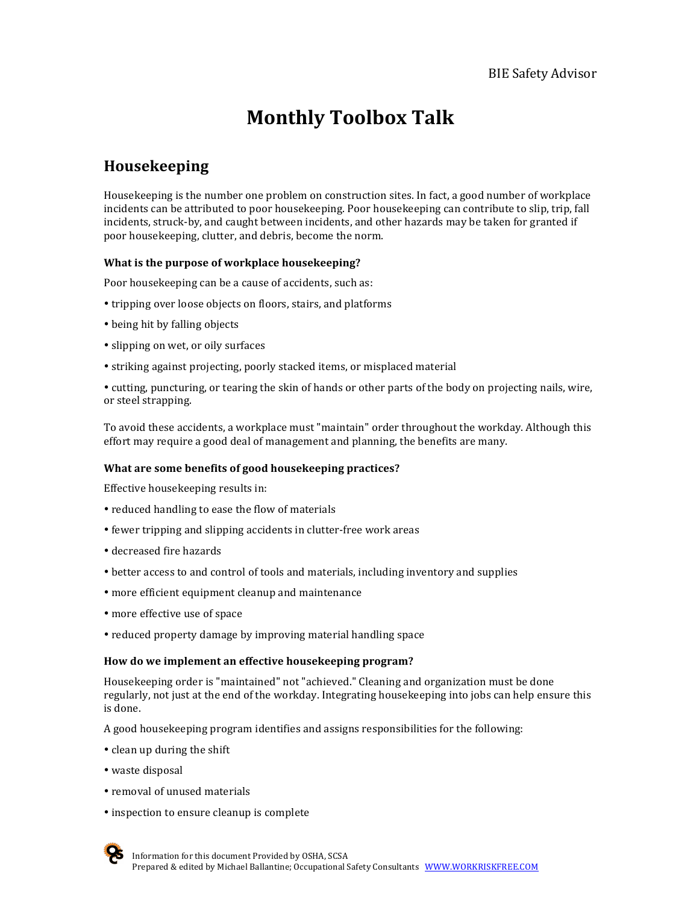# Monthly Toolbox Talk

## Housekeeping

Housekeeping is the number one problem on construction sites. In fact, a good number of workplace incidents can be attributed to poor housekeeping. Poor housekeeping can contribute to slip, trip, fall incidents, struck-by, and caught between incidents, and other hazards may be taken for granted if poor housekeeping, clutter, and debris, become the norm.

**What is the purpose of workplace housekeeping?**

Poor housekeeping can be a cause of accidents, such as:

- tripping over loose objects on floors, stairs, and platforms
- being hit by falling objects
- slipping on wet, or oily surfaces
- striking against projecting, poorly stacked items, or misplaced material
- cutting, puncturing, or tearing the skin of hands or other parts of the body on projecting nails, wire, or steel strapping.

To avoid these accidents, a workplace must "maintain" order throughout the workday. Although this effort may require a good deal of management and planning, the benefits are many.

**What are some benefits of good housekeeping practices?**

Effective housekeeping results in:

- reduced handling to ease the flow of materials
- fewer tripping and slipping accidents in clutter-free work areas
- decreased fire hazards
- better access to and control of tools and materials, including inventory and supplies
- more efficient equipment cleanup and maintenance
- more effective use of space
- reduced property damage by improving material handling space

**How do we implement an effective housekeeping program?**

Housekeeping order is "maintained" not "achieved." Cleaning and organization must be done regularly, not just at the end of the workday. Integrating housekeeping into jobs can help ensure this is done.

A good housekeeping program identifies and assigns responsibilities for the following:

- clean up during the shift
- waste disposal
- removal of unused materials
- inspection to ensure cleanup is complete

Information for this document Provided by OSHA, SCSA
Prepared & edited by Michael Ballantine; Occupational Safety Consultants WWW.WORKRISKFREE.COM